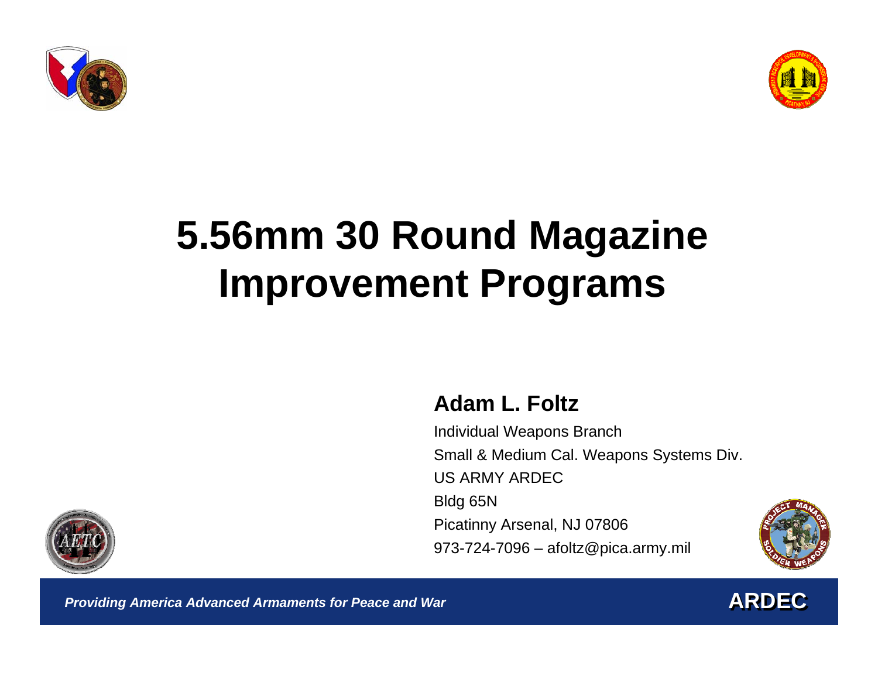# 5.56mm 30 Round Magazine Improvement Programs

**Adam L. Foltz**

Individual Weapons Branch

Small & Medium Cal. Weapons Systems Div.

US ARMY ARDEC

Bldg 65N

Picatinny Arsenal, NJ 07806

973-724-7096 – afoltz@pica.army.mil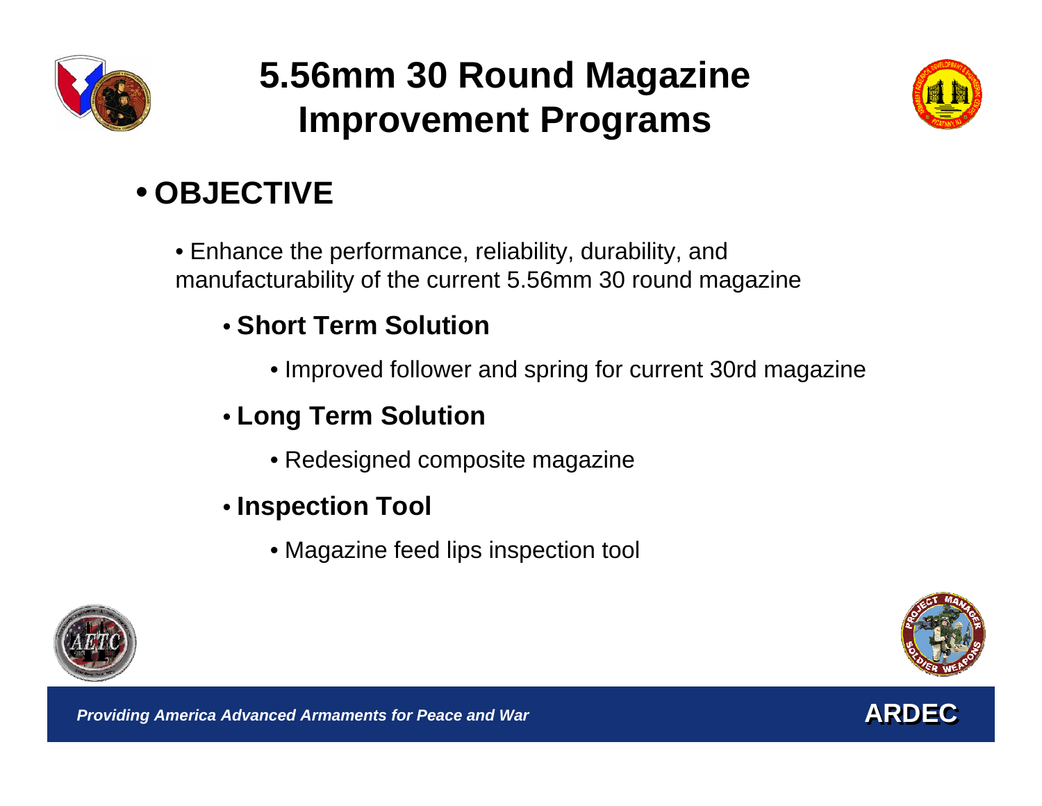# 5.56mm 30 Round Magazine Improvement Programs

- **OBJECTIVE**
  - Enhance the performance, reliability, durability, and manufacturability of the current 5.56mm 30 round magazine
    - **Short Term Solution**
      - Improved follower and spring for current 30rd magazine
    - **Long Term Solution**
      - Redesigned composite magazine
    - **Inspection Tool**
      - Magazine feed lips inspection tool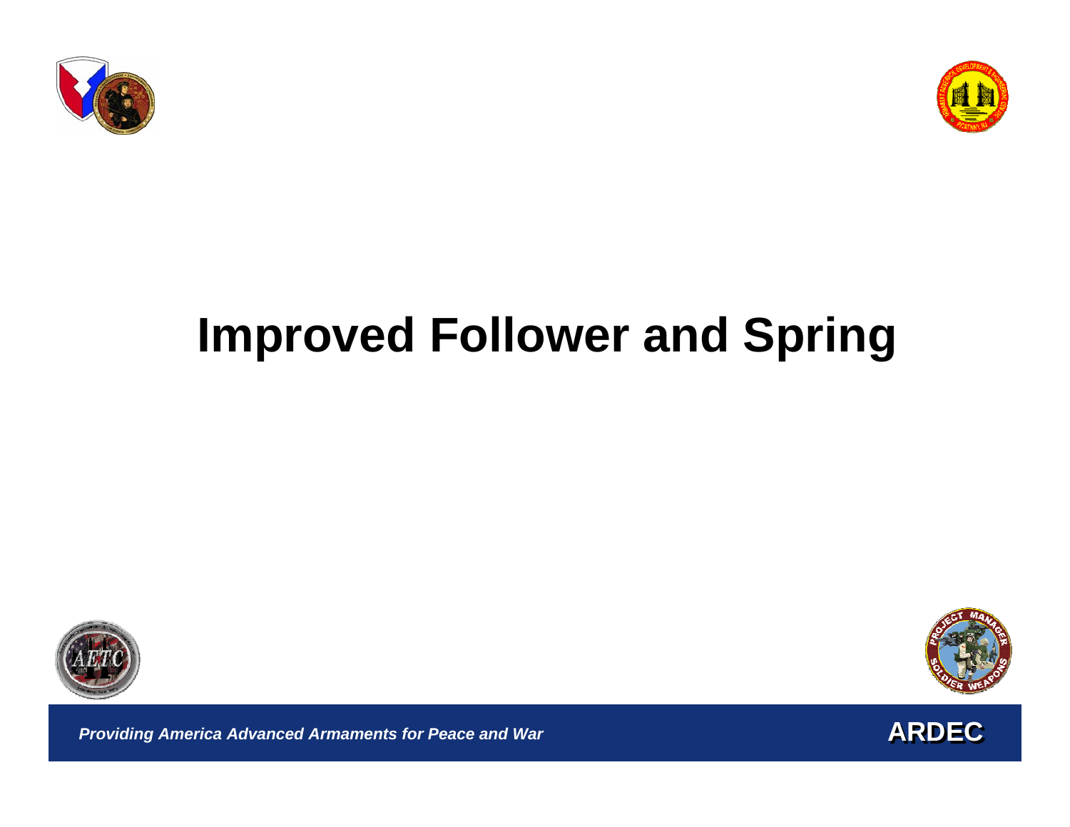# Improved Follower and Spring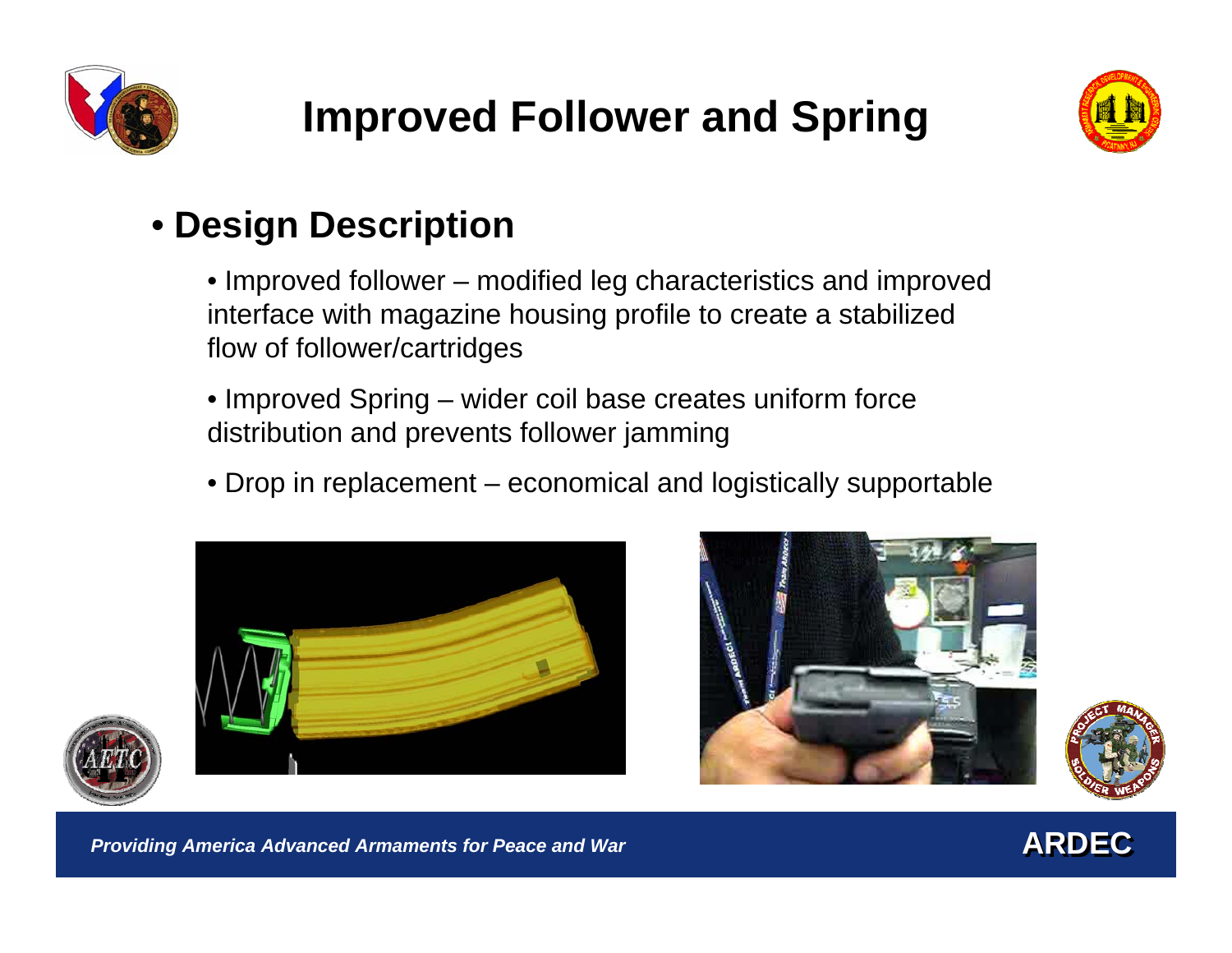# Improved Follower and Spring

- **Design Description**
  - Improved follower – modified leg characteristics and improved interface with magazine housing profile to create a stabilized flow of follower/cartridges
  - Improved Spring – wider coil base creates uniform force distribution and prevents follower jamming
  - Drop in replacement – economical and logistically supportable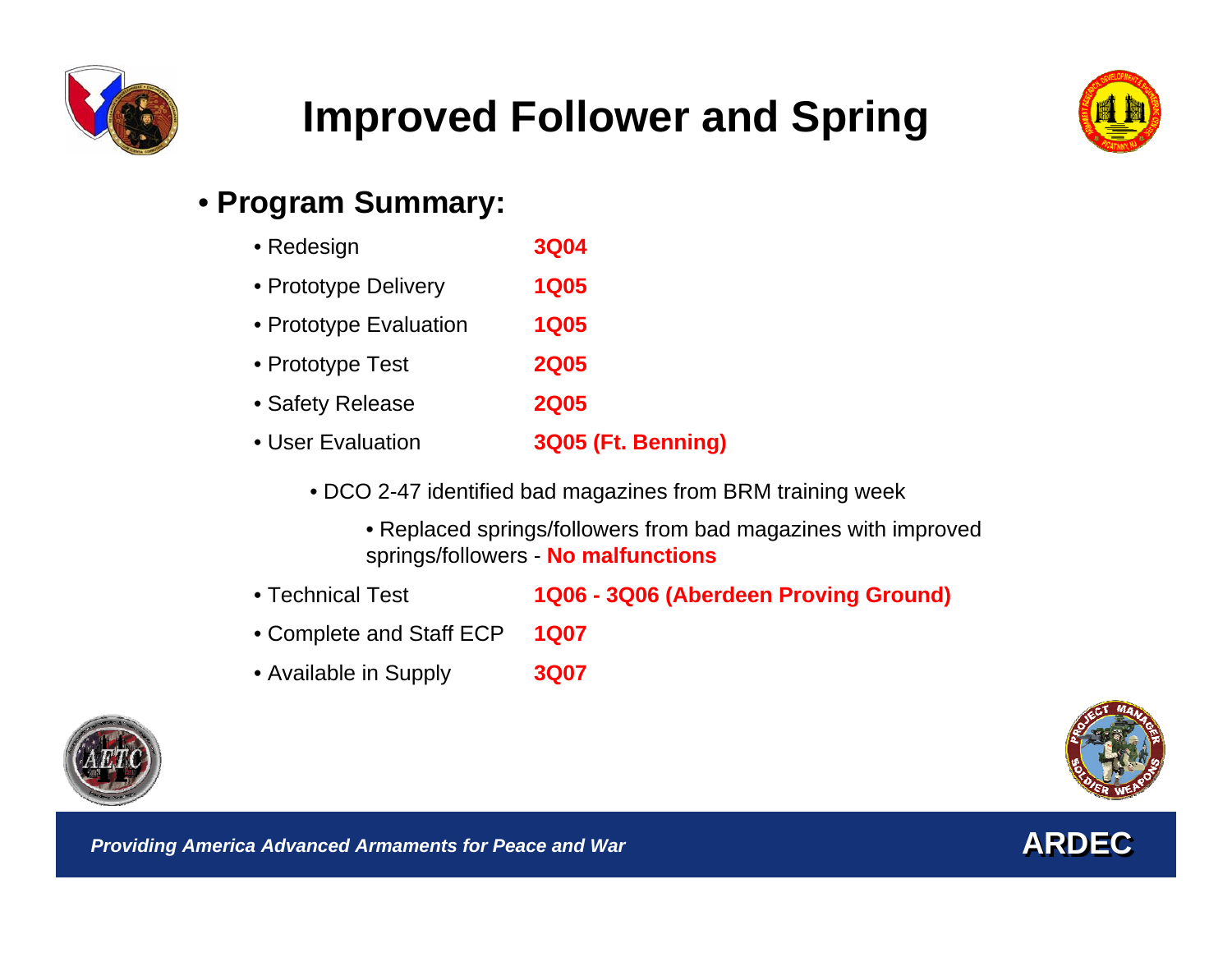# Improved Follower and Spring

- **Program Summary:**
  - Redesign **3Q04**
  - Prototype Delivery **1Q05**
  - Prototype Evaluation **1Q05**
  - Prototype Test **2Q05**
  - Safety Release **2Q05**
  - User Evaluation **3Q05 (Ft. Benning)**
    - DCO 2-47 identified bad magazines from BRM training week
      - Replaced springs/followers from bad magazines with improved springs/followers - **No malfunctions**
  - Technical Test **1Q06 - 3Q06 (Aberdeen Proving Ground)**
  - Complete and Staff ECP **1Q07**
  - Available in Supply **3Q07**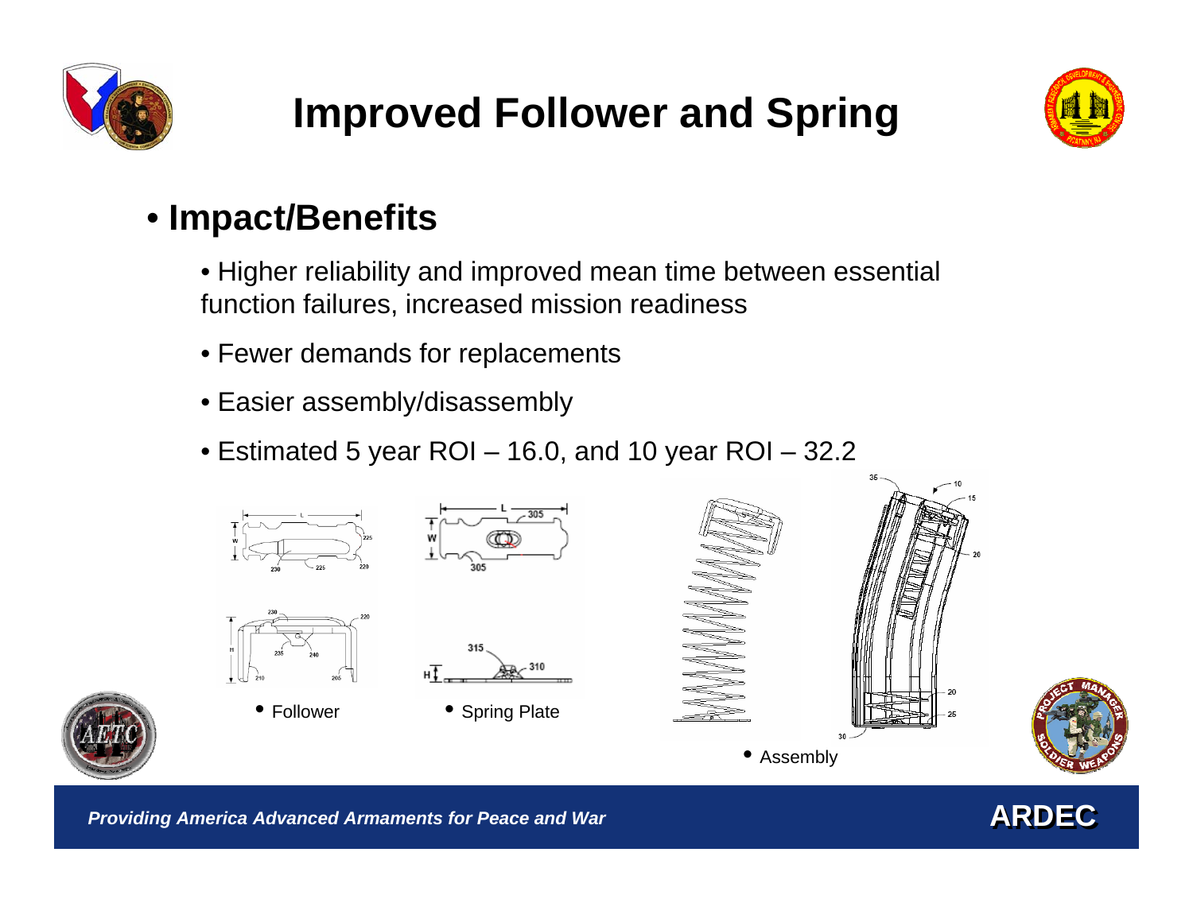# Improved Follower and Spring

- **Impact/Benefits**
  - Higher reliability and improved mean time between essential function failures, increased mission readiness
  - Fewer demands for replacements
  - Easier assembly/disassembly
  - Estimated 5 year ROI – 16.0, and 10 year ROI – 32.2

- Follower
- Spring Plate
- Assembly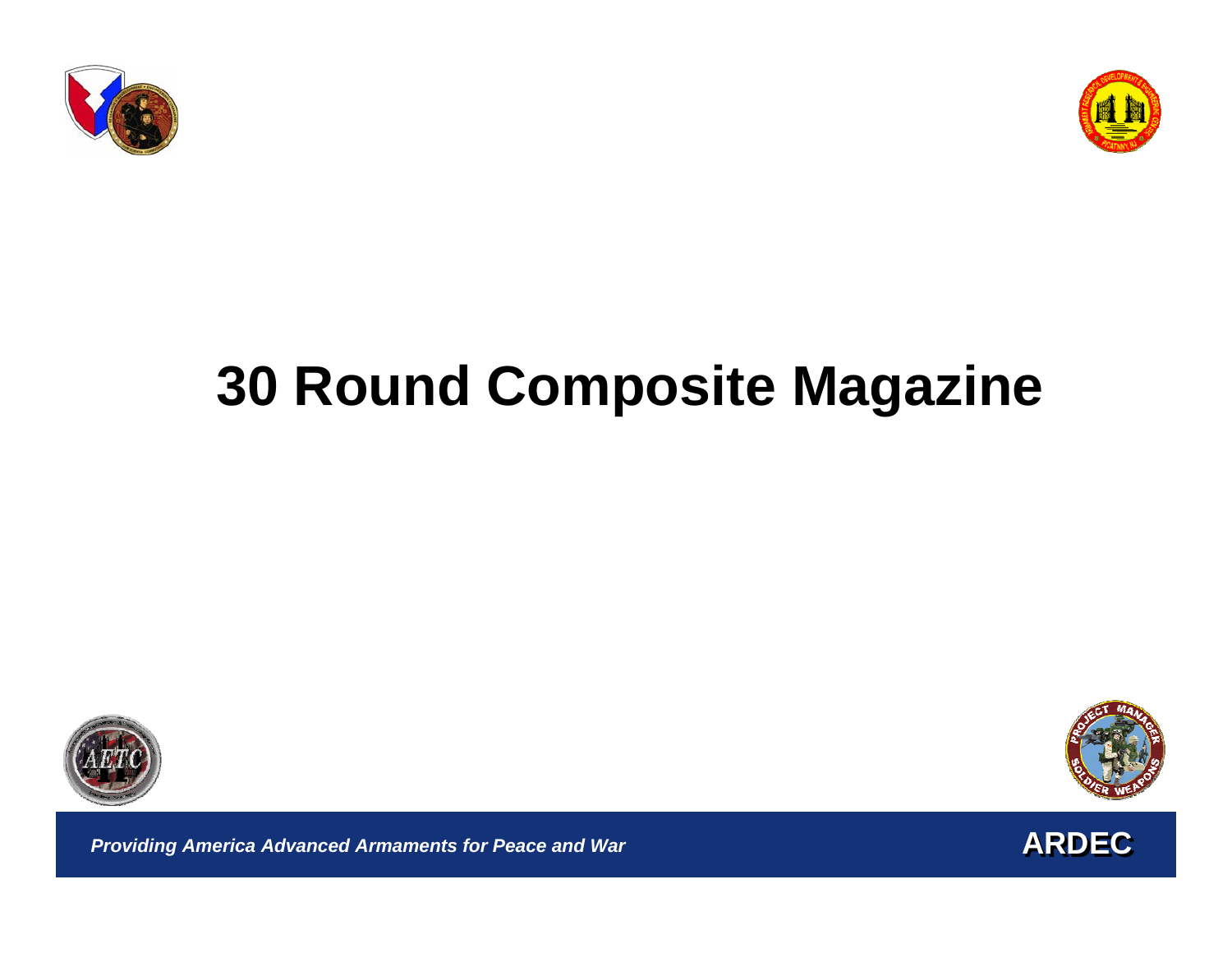# 30 Round Composite Magazine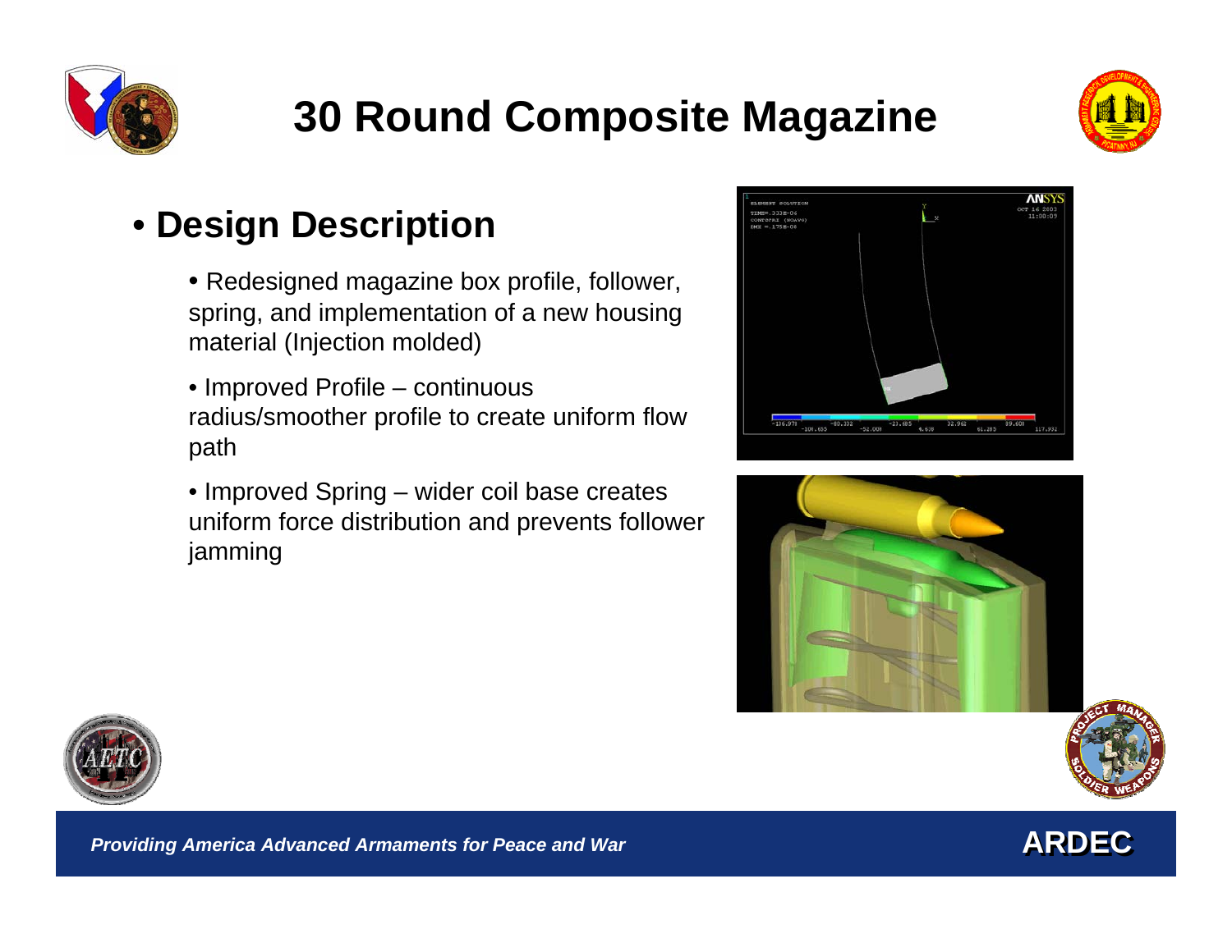# 30 Round Composite Magazine

- **Design Description**
  - Redesigned magazine box profile, follower, spring, and implementation of a new housing material (Injection molded)
  - Improved Profile – continuous radius/smoother profile to create uniform flow path
  - Improved Spring – wider coil base creates uniform force distribution and prevents follower jamming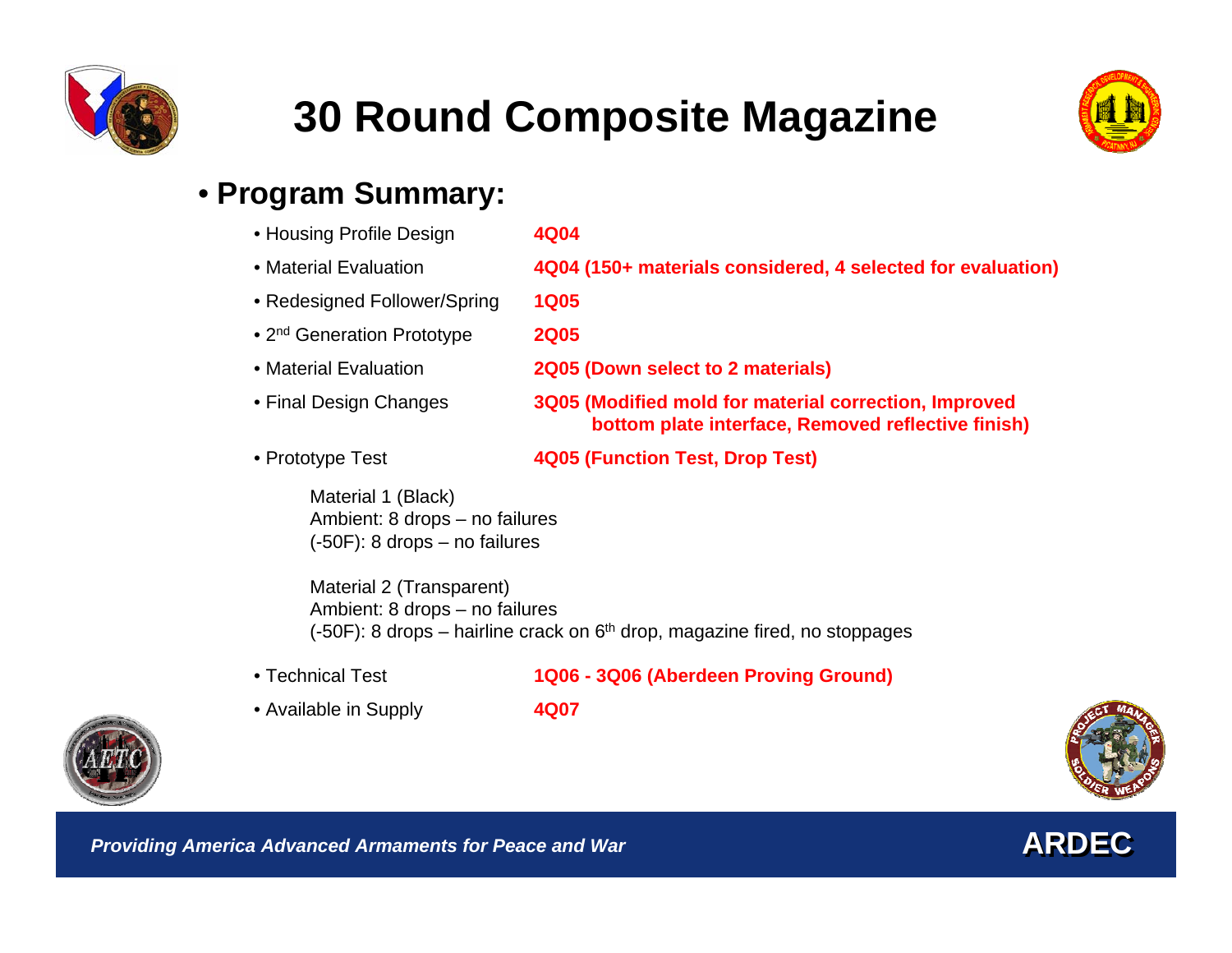# 30 Round Composite Magazine

- **Program Summary:**
  - Housing Profile Design — **4Q04**
  - Material Evaluation — **4Q04 (150+ materials considered, 4 selected for evaluation)**
  - Redesigned Follower/Spring — **1Q05**
  - 2nd Generation Prototype — **2Q05**
  - Material Evaluation — **2Q05 (Down select to 2 materials)**
  - Final Design Changes — **3Q05 (Modified mold for material correction, Improved bottom plate interface, Removed reflective finish)**
  - Prototype Test — **4Q05 (Function Test, Drop Test)**

    Material 1 (Black)
    Ambient: 8 drops – no failures
    (-50F): 8 drops – no failures

    Material 2 (Transparent)
    Ambient: 8 drops – no failures
    (-50F): 8 drops – hairline crack on 6th drop, magazine fired, no stoppages

  - Technical Test — **1Q06 - 3Q06 (Aberdeen Proving Ground)**
  - Available in Supply — **4Q07**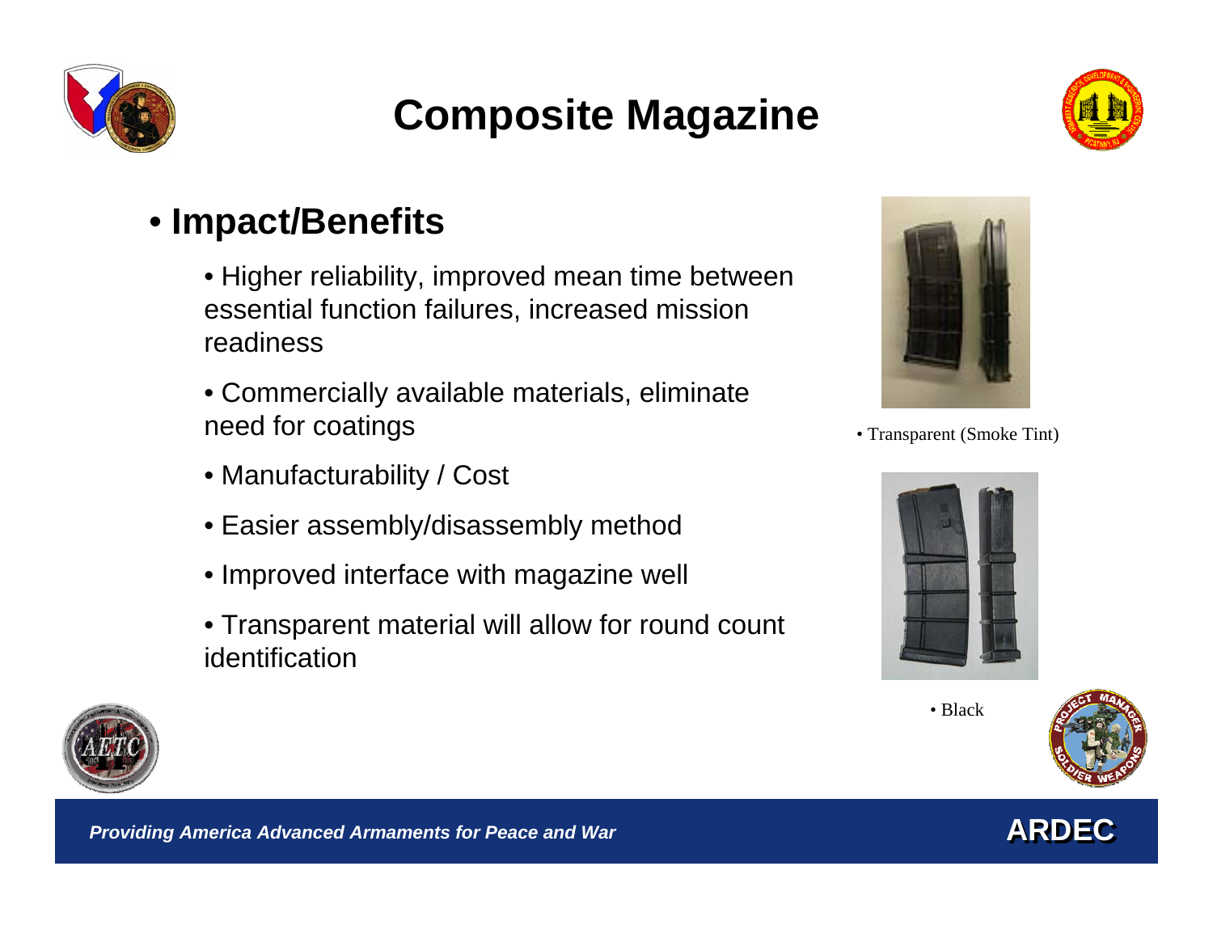# Composite Magazine

- **Impact/Benefits**
  - Higher reliability, improved mean time between essential function failures, increased mission readiness
  - Commercially available materials, eliminate need for coatings
  - Manufacturability / Cost
  - Easier assembly/disassembly method
  - Improved interface with magazine well
  - Transparent material will allow for round count identification

• Transparent (Smoke Tint)

• Black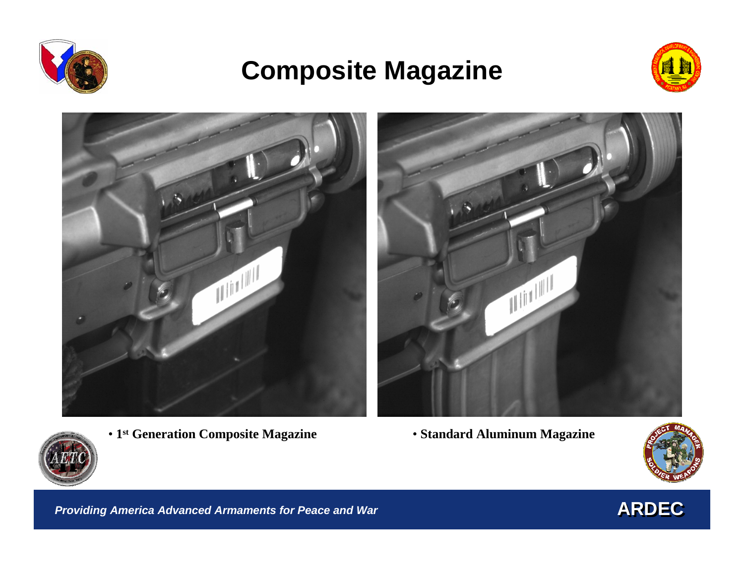# Composite Magazine

- 1st Generation Composite Magazine
- Standard Aluminum Magazine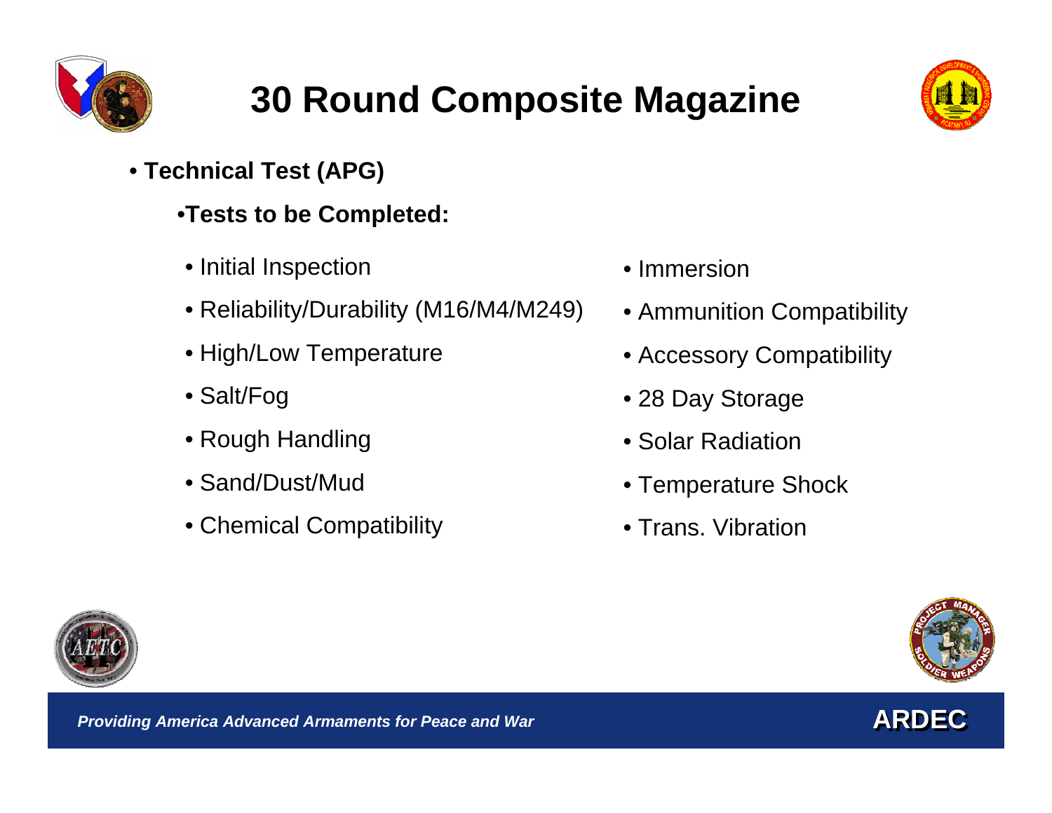# 30 Round Composite Magazine

- **Technical Test (APG)**
  - **Tests to be Completed:**
    - Initial Inspection
    - Reliability/Durability (M16/M4/M249)
    - High/Low Temperature
    - Salt/Fog
    - Rough Handling
    - Sand/Dust/Mud
    - Chemical Compatibility
    - Immersion
    - Ammunition Compatibility
    - Accessory Compatibility
    - 28 Day Storage
    - Solar Radiation
    - Temperature Shock
    - Trans. Vibration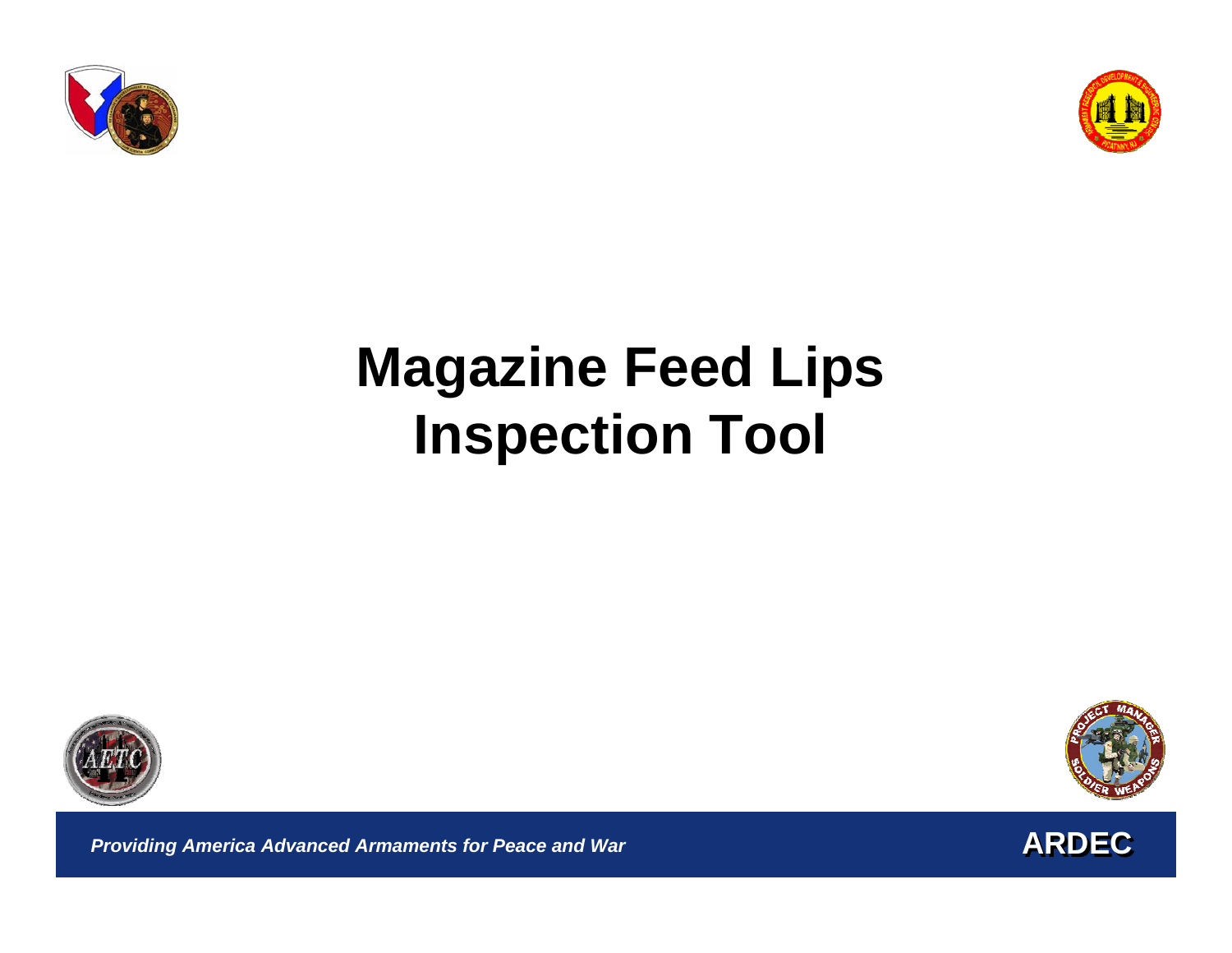# Magazine Feed Lips Inspection Tool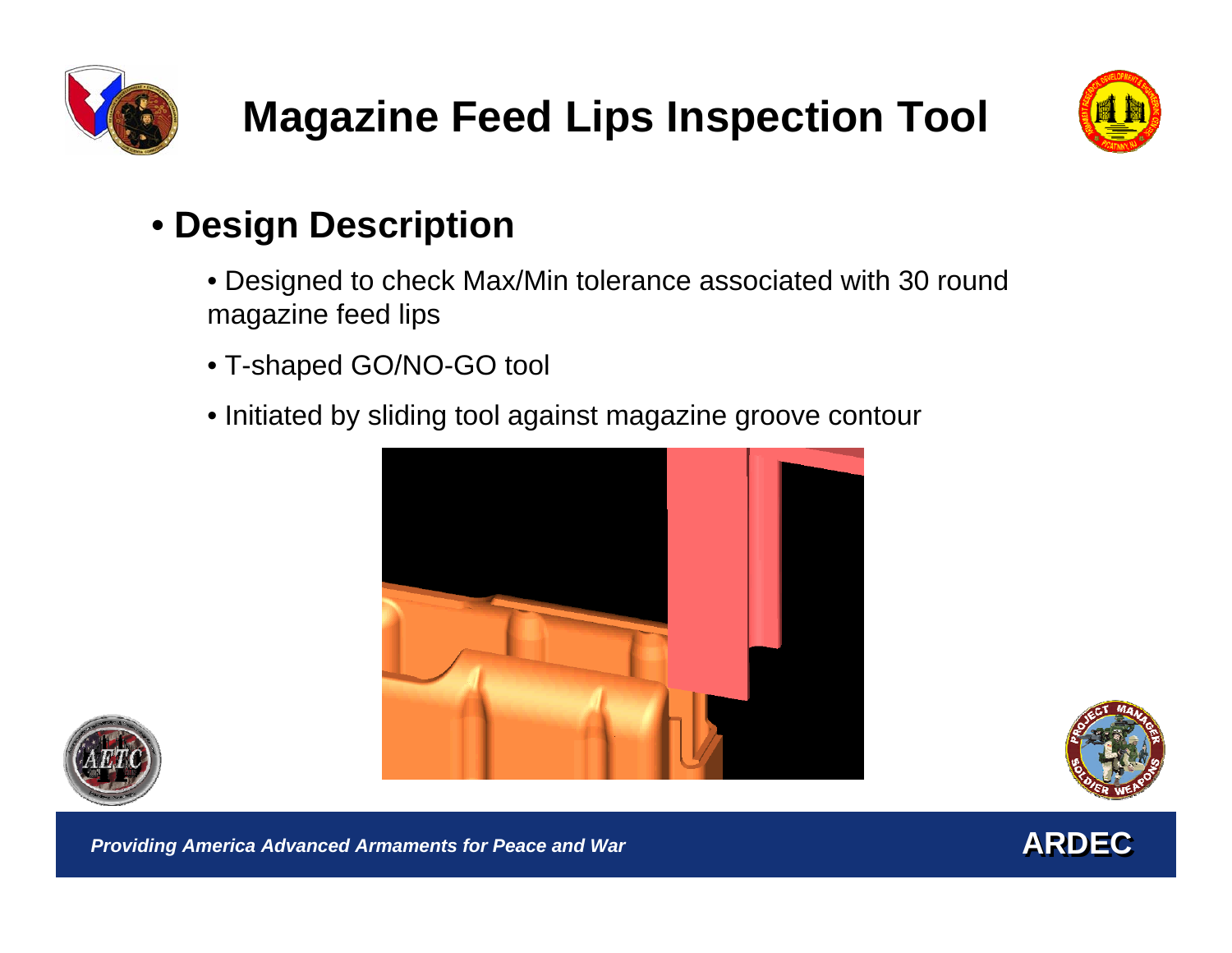# Magazine Feed Lips Inspection Tool

- **Design Description**
  - Designed to check Max/Min tolerance associated with 30 round magazine feed lips
  - T-shaped GO/NO-GO tool
  - Initiated by sliding tool against magazine groove contour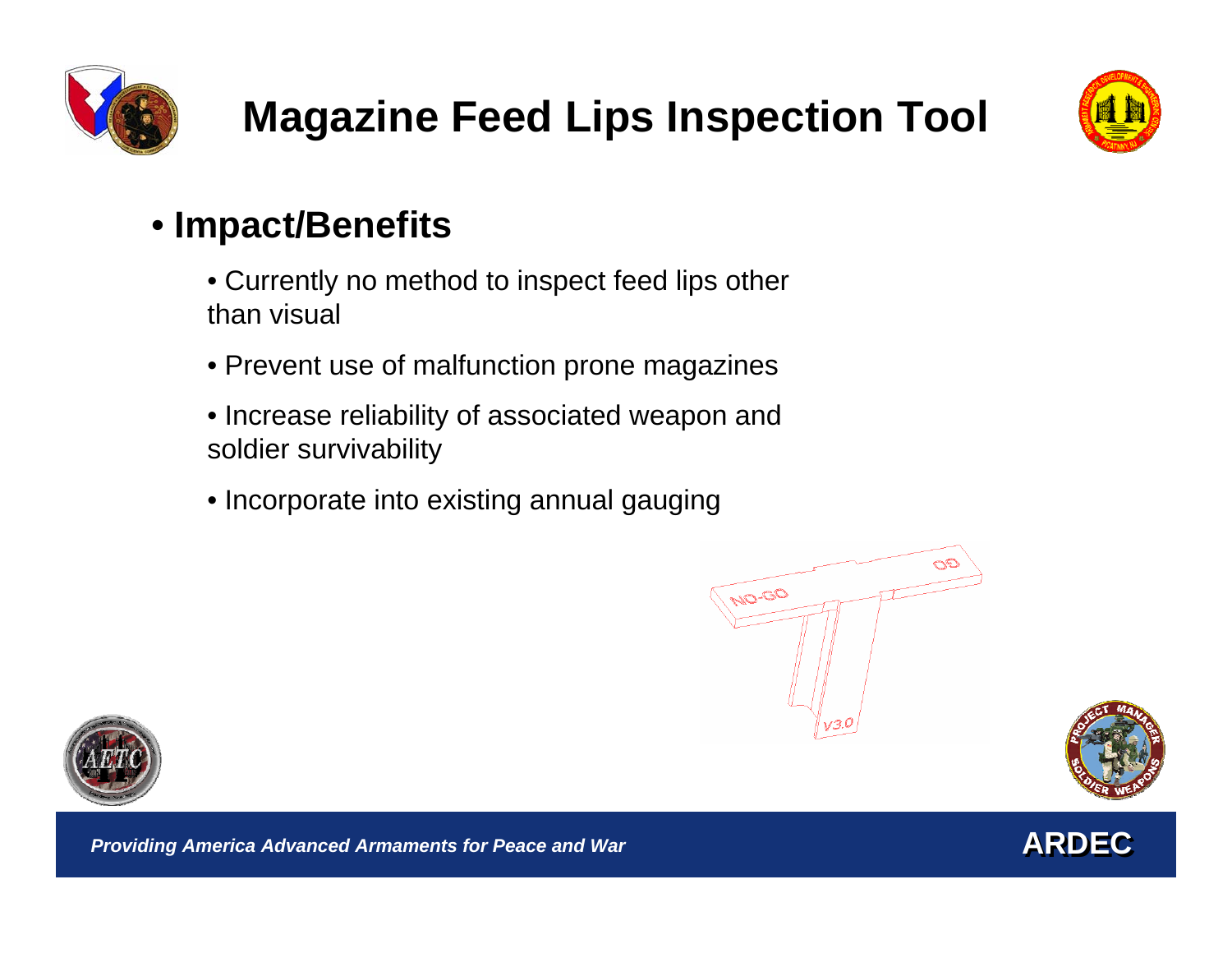# Magazine Feed Lips Inspection Tool

- **Impact/Benefits**
  - Currently no method to inspect feed lips other than visual
  - Prevent use of malfunction prone magazines
  - Increase reliability of associated weapon and soldier survivability
  - Incorporate into existing annual gauging

NO-GO

GO

V3.0

*Providing America Advanced Armaments for Peace and War*

**ARDEC**